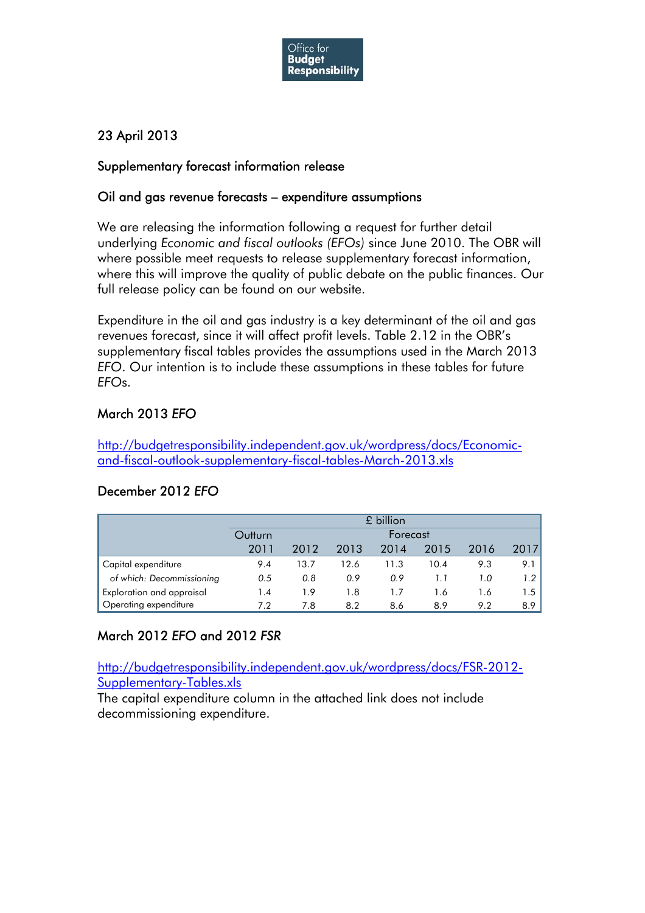Office for Budget Responsibility

23 April 2013

## Supplementary forecast information release

### Oil and gas revenue forecasts – expenditure assumptions

We are releasing the information following a request for further detail underlying *Economic and fiscal outlooks (EFOs)* since June 2010. The OBR will where possible meet requests to release supplementary forecast information, where this will improve the quality of public debate on the public finances. Our full release policy can be found on our website.

Expenditure in the oil and gas industry is a key determinant of the oil and gas revenues forecast, since it will affect profit levels. Table 2.12 in the OBR's supplementary fiscal tables provides the assumptions used in the March 2013 *EFO*. Our intention is to include these assumptions in these tables for future *EFO*s.

### March 2013 *EFO*

http://budgetresponsibility.independent.gov.uk/wordpress/docs/Economic-and-fiscal-outlook-supplementary-fiscal-tables-March-2013.xls

### December 2012 *EFO*

| | £ billion | | | | | | |
|---|---|---|---|---|---|---|---|
| | Outturn | Forecast | | | | | |
| | 2011 | 2012 | 2013 | 2014 | 2015 | 2016 | 2017 |
| Capital expenditure | 9.4 | 13.7 | 12.6 | 11.3 | 10.4 | 9.3 | 9.1 |
| *of which: Decommissioning* | *0.5* | *0.8* | *0.9* | *0.9* | *1.1* | *1.0* | *1.2* |
| Exploration and appraisal | 1.4 | 1.9 | 1.8 | 1.7 | 1.6 | 1.6 | 1.5 |
| Operating expenditure | 7.2 | 7.8 | 8.2 | 8.6 | 8.9 | 9.2 | 8.9 |

### March 2012 *EFO* and 2012 *FSR*

http://budgetresponsibility.independent.gov.uk/wordpress/docs/FSR-2012-Supplementary-Tables.xls

The capital expenditure column in the attached link does not include decommissioning expenditure.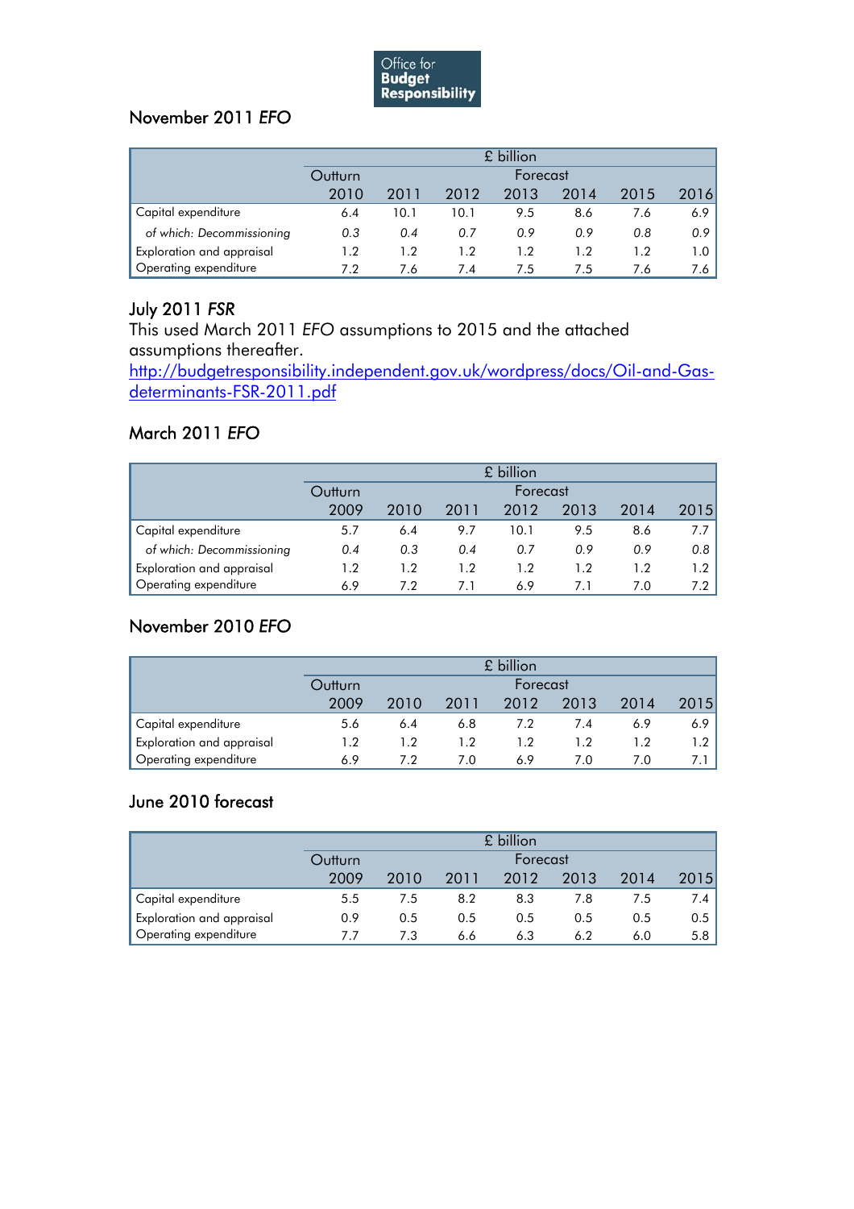Office for Budget Responsibility

## November 2011 *EFO*

| | £ billion | | | | | | |
|---|---|---|---|---|---|---|---|
| | Outturn | Forecast | | | | | |
| | 2010 | 2011 | 2012 | 2013 | 2014 | 2015 | 2016 |
| Capital expenditure | 6.4 | 10.1 | 10.1 | 9.5 | 8.6 | 7.6 | 6.9 |
| *of which: Decommissioning* | *0.3* | *0.4* | *0.7* | *0.9* | *0.9* | *0.8* | *0.9* |
| Exploration and appraisal | 1.2 | 1.2 | 1.2 | 1.2 | 1.2 | 1.2 | 1.0 |
| Operating expenditure | 7.2 | 7.6 | 7.4 | 7.5 | 7.5 | 7.6 | 7.6 |

## July 2011 *FSR*

This used March 2011 *EFO* assumptions to 2015 and the attached assumptions thereafter.
http://budgetresponsibility.independent.gov.uk/wordpress/docs/Oil-and-Gas-determinants-FSR-2011.pdf

## March 2011 *EFO*

| | £ billion | | | | | | |
|---|---|---|---|---|---|---|---|
| | Outturn | Forecast | | | | | |
| | 2009 | 2010 | 2011 | 2012 | 2013 | 2014 | 2015 |
| Capital expenditure | 5.7 | 6.4 | 9.7 | 10.1 | 9.5 | 8.6 | 7.7 |
| *of which: Decommissioning* | *0.4* | *0.3* | *0.4* | *0.7* | *0.9* | *0.9* | *0.8* |
| Exploration and appraisal | 1.2 | 1.2 | 1.2 | 1.2 | 1.2 | 1.2 | 1.2 |
| Operating expenditure | 6.9 | 7.2 | 7.1 | 6.9 | 7.1 | 7.0 | 7.2 |

## November 2010 *EFO*

| | £ billion | | | | | | |
|---|---|---|---|---|---|---|---|
| | Outturn | Forecast | | | | | |
| | 2009 | 2010 | 2011 | 2012 | 2013 | 2014 | 2015 |
| Capital expenditure | 5.6 | 6.4 | 6.8 | 7.2 | 7.4 | 6.9 | 6.9 |
| Exploration and appraisal | 1.2 | 1.2 | 1.2 | 1.2 | 1.2 | 1.2 | 1.2 |
| Operating expenditure | 6.9 | 7.2 | 7.0 | 6.9 | 7.0 | 7.0 | 7.1 |

## June 2010 forecast

| | £ billion | | | | | | |
|---|---|---|---|---|---|---|---|
| | Outturn | Forecast | | | | | |
| | 2009 | 2010 | 2011 | 2012 | 2013 | 2014 | 2015 |
| Capital expenditure | 5.5 | 7.5 | 8.2 | 8.3 | 7.8 | 7.5 | 7.4 |
| Exploration and appraisal | 0.9 | 0.5 | 0.5 | 0.5 | 0.5 | 0.5 | 0.5 |
| Operating expenditure | 7.7 | 7.3 | 6.6 | 6.3 | 6.2 | 6.0 | 5.8 |